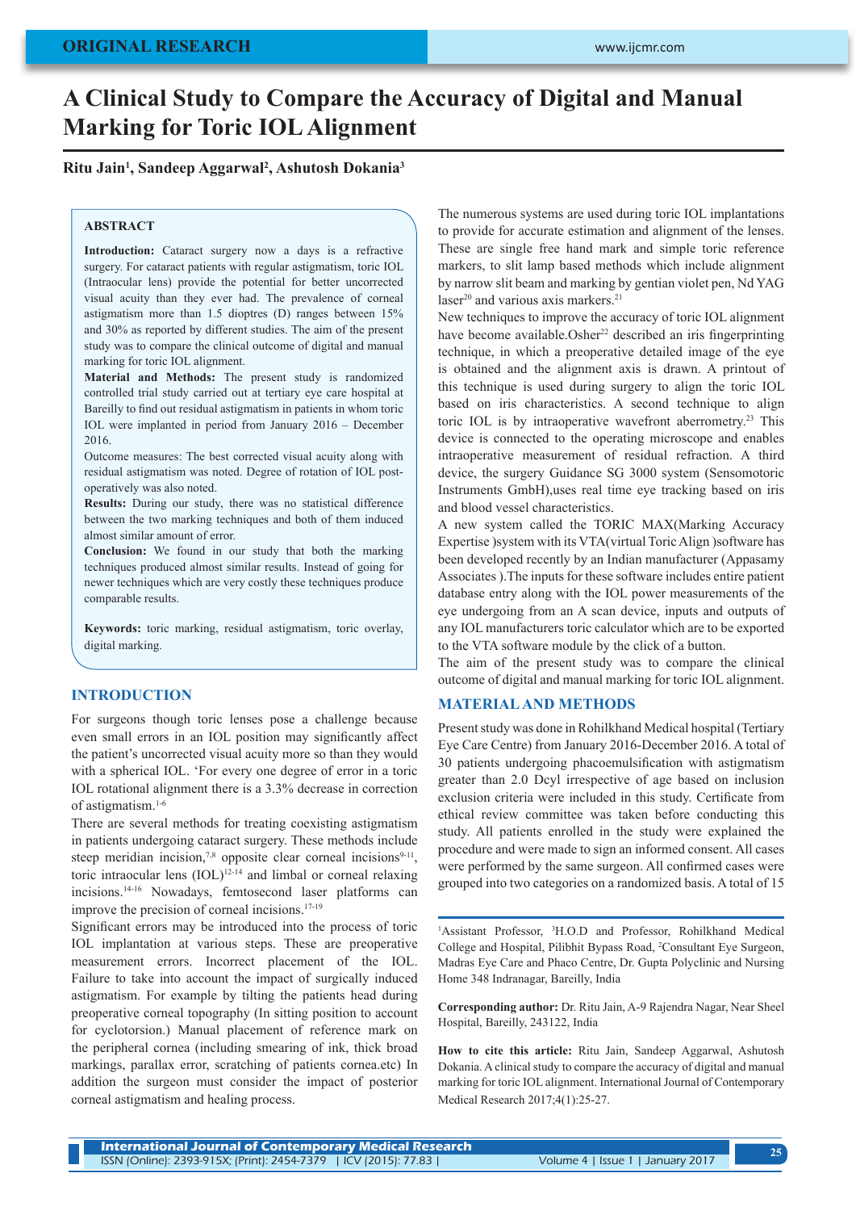ORIGINAL RESEARCH

# A Clinical Study to Compare the Accuracy of Digital and Manual Marking for Toric IOL Alignment

**Ritu Jain[1], Sandeep Aggarwal[2], Ashutosh Dokania[3]**

## ABSTRACT

**Introduction:** Cataract surgery now a days is a refractive surgery. For cataract patients with regular astigmatism, toric IOL (Intraocular lens) provide the potential for better uncorrected visual acuity than they ever had. The prevalence of corneal astigmatism more than 1.5 dioptres (D) ranges between 15% and 30% as reported by different studies. The aim of the present study was to compare the clinical outcome of digital and manual marking for toric IOL alignment.

**Material and Methods:** The present study is randomized controlled trial study carried out at tertiary eye care hospital at Bareilly to find out residual astigmatism in patients in whom toric IOL were implanted in period from January 2016 – December 2016.

Outcome measures: The best corrected visual acuity along with residual astigmatism was noted. Degree of rotation of IOL post-operatively was also noted.

**Results:** During our study, there was no statistical difference between the two marking techniques and both of them induced almost similar amount of error.

**Conclusion:** We found in our study that both the marking techniques produced almost similar results. Instead of going for newer techniques which are very costly these techniques produce comparable results.

**Keywords:** toric marking, residual astigmatism, toric overlay, digital marking.

## INTRODUCTION

For surgeons though toric lenses pose a challenge because even small errors in an IOL position may significantly affect the patient's uncorrected visual acuity more so than they would with a spherical IOL. 'For every one degree of error in a toric IOL rotational alignment there is a 3.3% decrease in correction of astigmatism.[1-6]

There are several methods for treating coexisting astigmatism in patients undergoing cataract surgery. These methods include steep meridian incision,[7,8] opposite clear corneal incisions[9-11], toric intraocular lens (IOL)[12-14] and limbal or corneal relaxing incisions.[14-16] Nowadays, femtosecond laser platforms can improve the precision of corneal incisions.[17-19]

Significant errors may be introduced into the process of toric IOL implantation at various steps. These are preoperative measurement errors. Incorrect placement of the IOL. Failure to take into account the impact of surgically induced astigmatism. For example by tilting the patients head during preoperative corneal topography (In sitting position to account for cyclotorsion.) Manual placement of reference mark on the peripheral cornea (including smearing of ink, thick broad markings, parallax error, scratching of patients cornea.etc) In addition the surgeon must consider the impact of posterior corneal astigmatism and healing process.

The numerous systems are used during toric IOL implantations to provide for accurate estimation and alignment of the lenses. These are single free hand mark and simple toric reference markers, to slit lamp based methods which include alignment by narrow slit beam and marking by gentian violet pen, Nd YAG laser[20] and various axis markers.[21]

New techniques to improve the accuracy of toric IOL alignment have become available.Osher[22] described an iris fingerprinting technique, in which a preoperative detailed image of the eye is obtained and the alignment axis is drawn. A printout of this technique is used during surgery to align the toric IOL based on iris characteristics. A second technique to align toric IOL is by intraoperative wavefront aberrometry.[23] This device is connected to the operating microscope and enables intraoperative measurement of residual refraction. A third device, the surgery Guidance SG 3000 system (Sensomotoric Instruments GmbH),uses real time eye tracking based on iris and blood vessel characteristics.

A new system called the TORIC MAX(Marking Accuracy Expertise )system with its VTA(virtual Toric Align )software has been developed recently by an Indian manufacturer (Appasamy Associates ).The inputs for these software includes entire patient database entry along with the IOL power measurements of the eye undergoing from an A scan device, inputs and outputs of any IOL manufacturers toric calculator which are to be exported to the VTA software module by the click of a button.

The aim of the present study was to compare the clinical outcome of digital and manual marking for toric IOL alignment.

## MATERIAL AND METHODS

Present study was done in Rohilkhand Medical hospital (Tertiary Eye Care Centre) from January 2016-December 2016. A total of 30 patients undergoing phacoemulsification with astigmatism greater than 2.0 Dcyl irrespective of age based on inclusion exclusion criteria were included in this study. Certificate from ethical review committee was taken before conducting this study. All patients enrolled in the study were explained the procedure and were made to sign an informed consent. All cases were performed by the same surgeon. All confirmed cases were grouped into two categories on a randomized basis. A total of 15

[1]Assistant Professor, [3]H.O.D and Professor, Rohilkhand Medical College and Hospital, Pilibhit Bypass Road, [2]Consultant Eye Surgeon, Madras Eye Care and Phaco Centre, Dr. Gupta Polyclinic and Nursing Home 348 Indranagar, Bareilly, India

**Corresponding author:** Dr. Ritu Jain, A-9 Rajendra Nagar, Near Sheel Hospital, Bareilly, 243122, India

**How to cite this article:** Ritu Jain, Sandeep Aggarwal, Ashutosh Dokania. A clinical study to compare the accuracy of digital and manual marking for toric IOL alignment. International Journal of Contemporary Medical Research 2017;4(1):25-27.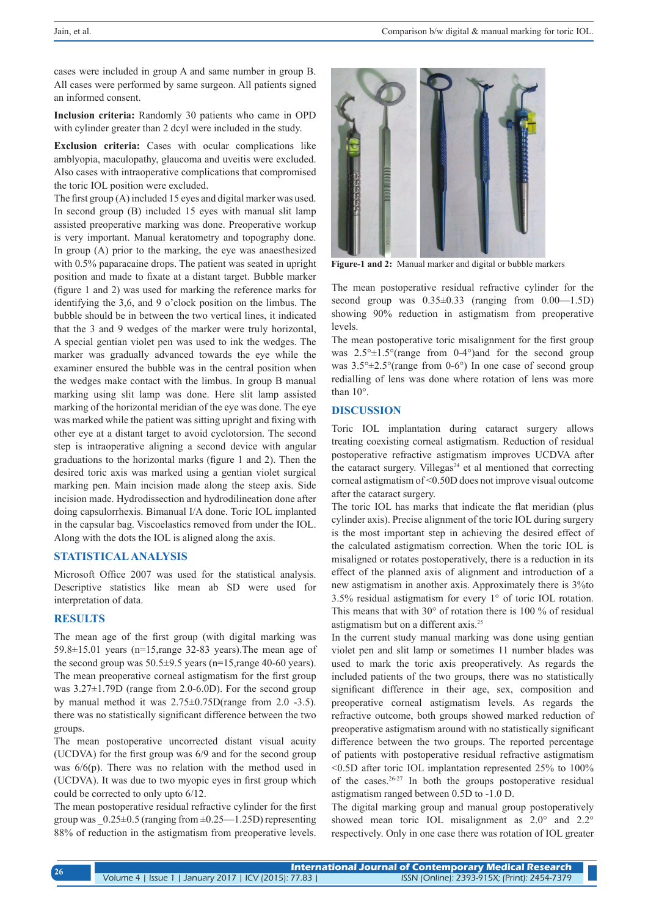cases were included in group A and same number in group B. All cases were performed by same surgeon. All patients signed an informed consent.

**Inclusion criteria:** Randomly 30 patients who came in OPD with cylinder greater than 2 dcyl were included in the study.

**Exclusion criteria:** Cases with ocular complications like amblyopia, maculopathy, glaucoma and uveitis were excluded. Also cases with intraoperative complications that compromised the toric IOL position were excluded.

The first group (A) included 15 eyes and digital marker was used. In second group (B) included 15 eyes with manual slit lamp assisted preoperative marking was done. Preoperative workup is very important. Manual keratometry and topography done. In group (A) prior to the marking, the eye was anaesthesized with 0.5% paparacaine drops. The patient was seated in upright position and made to fixate at a distant target. Bubble marker (figure 1 and 2) was used for marking the reference marks for identifying the 3,6, and 9 o'clock position on the limbus. The bubble should be in between the two vertical lines, it indicated that the 3 and 9 wedges of the marker were truly horizontal, A special gentian violet pen was used to ink the wedges. The marker was gradually advanced towards the eye while the examiner ensured the bubble was in the central position when the wedges make contact with the limbus. In group B manual marking using slit lamp was done. Here slit lamp assisted marking of the horizontal meridian of the eye was done. The eye was marked while the patient was sitting upright and fixing with other eye at a distant target to avoid cyclotorsion. The second step is intraoperative aligning a second device with angular graduations to the horizontal marks (figure 1 and 2). Then the desired toric axis was marked using a gentian violet surgical marking pen. Main incision made along the steep axis. Side incision made. Hydrodissection and hydrodilineation done after doing capsulorrhexis. Bimanual I/A done. Toric IOL implanted in the capsular bag. Viscoelastics removed from under the IOL. Along with the dots the IOL is aligned along the axis.

## STATISTICAL ANALYSIS

Microsoft Office 2007 was used for the statistical analysis. Descriptive statistics like mean ab SD were used for interpretation of data.

## RESULTS

The mean age of the first group (with digital marking was 59.8±15.01 years (n=15,range 32-83 years).The mean age of the second group was 50.5±9.5 years (n=15,range 40-60 years). The mean preoperative corneal astigmatism for the first group was 3.27±1.79D (range from 2.0-6.0D). For the second group by manual method it was 2.75±0.75D(range from 2.0 -3.5). there was no statistically significant difference between the two groups.

The mean postoperative uncorrected distant visual acuity (UCDVA) for the first group was 6/9 and for the second group was 6/6(p). There was no relation with the method used in (UCDVA). It was due to two myopic eyes in first group which could be corrected to only upto 6/12.

The mean postoperative residual refractive cylinder for the first group was _0.25±0.5 (ranging from ±0.25—1.25D) representing 88% of reduction in the astigmatism from preoperative levels.

**Figure-1 and 2:** Manual marker and digital or bubble markers

The mean postoperative residual refractive cylinder for the second group was 0.35±0.33 (ranging from 0.00—1.5D) showing 90% reduction in astigmatism from preoperative levels.

The mean postoperative toric misalignment for the first group was 2.5°±1.5°(range from 0-4°)and for the second group was 3.5°±2.5°(range from 0-6°) In one case of second group redialling of lens was done where rotation of lens was more than 10°.

## DISCUSSION

Toric IOL implantation during cataract surgery allows treating coexisting corneal astigmatism. Reduction of residual postoperative refractive astigmatism improves UCDVA after the cataract surgery. Villegas[24] et al mentioned that correcting corneal astigmatism of <0.50D does not improve visual outcome after the cataract surgery.

The toric IOL has marks that indicate the flat meridian (plus cylinder axis). Precise alignment of the toric IOL during surgery is the most important step in achieving the desired effect of the calculated astigmatism correction. When the toric IOL is misaligned or rotates postoperatively, there is a reduction in its effect of the planned axis of alignment and introduction of a new astigmatism in another axis. Approximately there is 3%to 3.5% residual astigmatism for every 1° of toric IOL rotation. This means that with 30° of rotation there is 100 % of residual astigmatism but on a different axis.[25]

In the current study manual marking was done using gentian violet pen and slit lamp or sometimes 11 number blades was used to mark the toric axis preoperatively. As regards the included patients of the two groups, there was no statistically significant difference in their age, sex, composition and preoperative corneal astigmatism levels. As regards the refractive outcome, both groups showed marked reduction of preoperative astigmatism around with no statistically significant difference between the two groups. The reported percentage of patients with postoperative residual refractive astigmatism <0.5D after toric IOL implantation represented 25% to 100% of the cases.[26-27] In both the groups postoperative residual astigmatism ranged between 0.5D to -1.0 D.

The digital marking group and manual group postoperatively showed mean toric IOL misalignment as 2.0° and 2.2° respectively. Only in one case there was rotation of IOL greater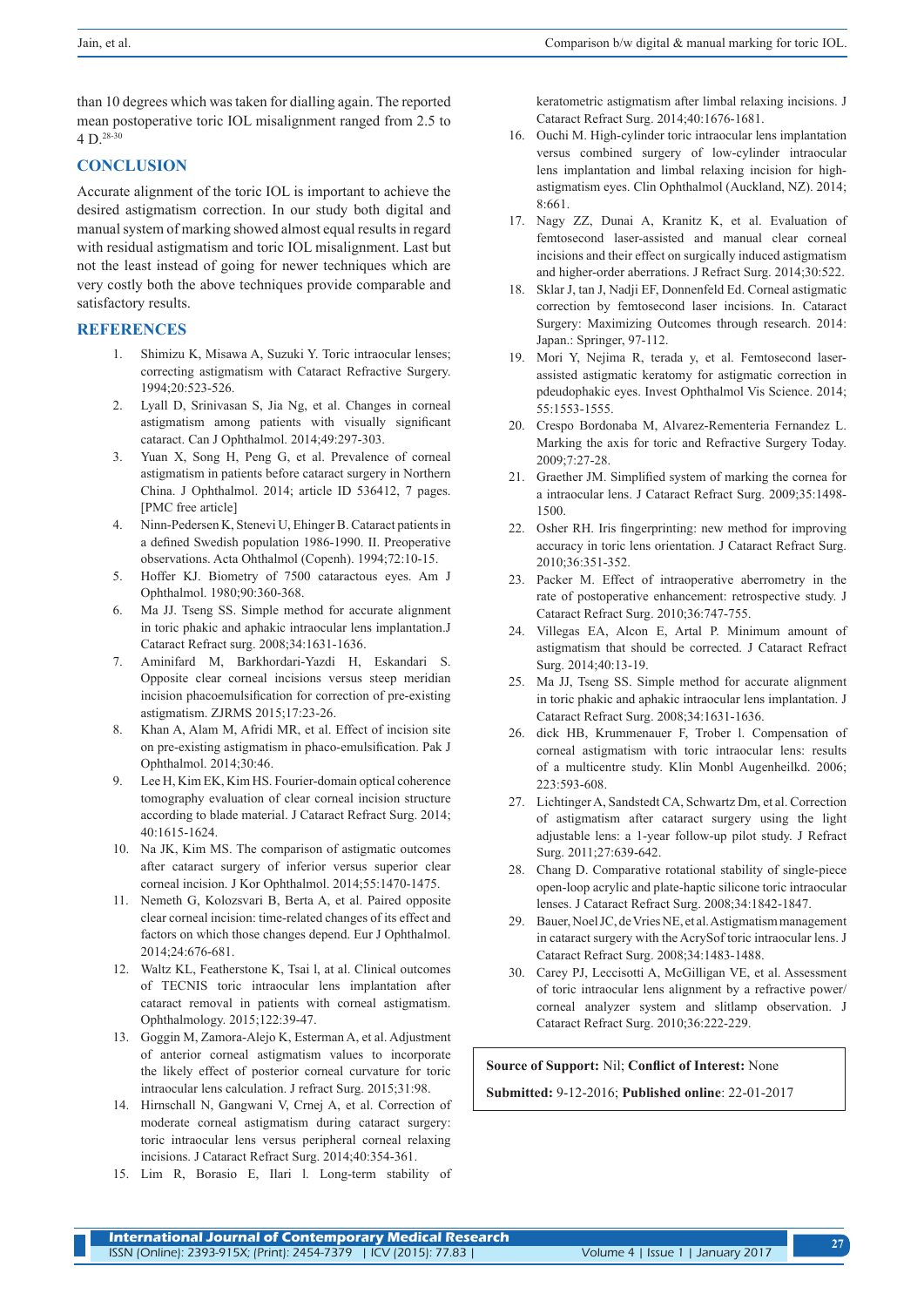than 10 degrees which was taken for dialling again. The reported mean postoperative toric IOL misalignment ranged from 2.5 to 4 D.[28-30]

## CONCLUSION

Accurate alignment of the toric IOL is important to achieve the desired astigmatism correction. In our study both digital and manual system of marking showed almost equal results in regard with residual astigmatism and toric IOL misalignment. Last but not the least instead of going for newer techniques which are very costly both the above techniques provide comparable and satisfactory results.

## REFERENCES

1. Shimizu K, Misawa A, Suzuki Y. Toric intraocular lenses; correcting astigmatism with Cataract Refractive Surgery. 1994;20:523-526.
2. Lyall D, Srinivasan S, Jia Ng, et al. Changes in corneal astigmatism among patients with visually significant cataract. Can J Ophthalmol. 2014;49:297-303.
3. Yuan X, Song H, Peng G, et al. Prevalence of corneal astigmatism in patients before cataract surgery in Northern China. J Ophthalmol. 2014; article ID 536412, 7 pages. [PMC free article]
4. Ninn-Pedersen K, Stenevi U, Ehinger B. Cataract patients in a defined Swedish population 1986-1990. II. Preoperative observations. Acta Ohthalmol (Copenh). 1994;72:10-15.
5. Hoffer KJ. Biometry of 7500 cataractous eyes. Am J Ophthalmol. 1980;90:360-368.
6. Ma JJ. Tseng SS. Simple method for accurate alignment in toric phakic and aphakic intraocular lens implantation.J Cataract Refract surg. 2008;34:1631-1636.
7. Aminifard M, Barkhordari-Yazdi H, Eskandari S. Opposite clear corneal incisions versus steep meridian incision phacoemulsification for correction of pre-existing astigmatism. ZJRMS 2015;17:23-26.
8. Khan A, Alam M, Afridi MR, et al. Effect of incision site on pre-existing astigmatism in phaco-emulsification. Pak J Ophthalmol. 2014;30:46.
9. Lee H, Kim EK, Kim HS. Fourier-domain optical coherence tomography evaluation of clear corneal incision structure according to blade material. J Cataract Refract Surg. 2014; 40:1615-1624.
10. Na JK, Kim MS. The comparison of astigmatic outcomes after cataract surgery of inferior versus superior clear corneal incision. J Kor Ophthalmol. 2014;55:1470-1475.
11. Nemeth G, Kolozsvari B, Berta A, et al. Paired opposite clear corneal incision: time-related changes of its effect and factors on which those changes depend. Eur J Ophthalmol. 2014;24:676-681.
12. Waltz KL, Featherstone K, Tsai l, at al. Clinical outcomes of TECNIS toric intraocular lens implantation after cataract removal in patients with corneal astigmatism. Ophthalmology. 2015;122:39-47.
13. Goggin M, Zamora-Alejo K, Esterman A, et al. Adjustment of anterior corneal astigmatism values to incorporate the likely effect of posterior corneal curvature for toric intraocular lens calculation. J refract Surg. 2015;31:98.
14. Hirnschall N, Gangwani V, Crnej A, et al. Correction of moderate corneal astigmatism during cataract surgery: toric intraocular lens versus peripheral corneal relaxing incisions. J Cataract Refract Surg. 2014;40:354-361.
15. Lim R, Borasio E, Ilari l. Long-term stability of keratometric astigmatism after limbal relaxing incisions. J Cataract Refract Surg. 2014;40:1676-1681.
16. Ouchi M. High-cylinder toric intraocular lens implantation versus combined surgery of low-cylinder intraocular lens implantation and limbal relaxing incision for high-astigmatism eyes. Clin Ophthalmol (Auckland, NZ). 2014; 8:661.
17. Nagy ZZ, Dunai A, Kranitz K, et al. Evaluation of femtosecond laser-assisted and manual clear corneal incisions and their effect on surgically induced astigmatism and higher-order aberrations. J Refract Surg. 2014;30:522.
18. Sklar J, tan J, Nadji EF, Donnenfeld Ed. Corneal astigmatic correction by femtosecond laser incisions. In. Cataract Surgery: Maximizing Outcomes through research. 2014: Japan.: Springer, 97-112.
19. Mori Y, Nejima R, terada y, et al. Femtosecond laser-assisted astigmatic keratomy for astigmatic correction in pdeudophakic eyes. Invest Ophthalmol Vis Science. 2014; 55:1553-1555.
20. Crespo Bordonaba M, Alvarez-Rementeria Fernandez L. Marking the axis for toric and Refractive Surgery Today. 2009;7:27-28.
21. Graether JM. Simplified system of marking the cornea for a intraocular lens. J Cataract Refract Surg. 2009;35:1498-1500.
22. Osher RH. Iris fingerprinting: new method for improving accuracy in toric lens orientation. J Cataract Refract Surg. 2010;36:351-352.
23. Packer M. Effect of intraoperative aberrometry in the rate of postoperative enhancement: retrospective study. J Cataract Refract Surg. 2010;36:747-755.
24. Villegas EA, Alcon E, Artal P. Minimum amount of astigmatism that should be corrected. J Cataract Refract Surg. 2014;40:13-19.
25. Ma JJ, Tseng SS. Simple method for accurate alignment in toric phakic and aphakic intraocular lens implantation. J Cataract Refract Surg. 2008;34:1631-1636.
26. dick HB, Krummenauer F, Trober l. Compensation of corneal astigmatism with toric intraocular lens: results of a multicentre study. Klin Monbl Augenheilkd. 2006; 223:593-608.
27. Lichtinger A, Sandstedt CA, Schwartz Dm, et al. Correction of astigmatism after cataract surgery using the light adjustable lens: a 1-year follow-up pilot study. J Refract Surg. 2011;27:639-642.
28. Chang D. Comparative rotational stability of single-piece open-loop acrylic and plate-haptic silicone toric intraocular lenses. J Cataract Refract Surg. 2008;34:1842-1847.
29. Bauer, Noel JC, de Vries NE, et al. Astigmatism management in cataract surgery with the AcrySof toric intraocular lens. J Cataract Refract Surg. 2008;34:1483-1488.
30. Carey PJ, Leccisotti A, McGilligan VE, et al. Assessment of toric intraocular lens alignment by a refractive power/corneal analyzer system and slitlamp observation. J Cataract Refract Surg. 2010;36:222-229.

**Source of Support:** Nil; **Conflict of Interest:** None

**Submitted:** 9-12-2016; **Published online**: 22-01-2017